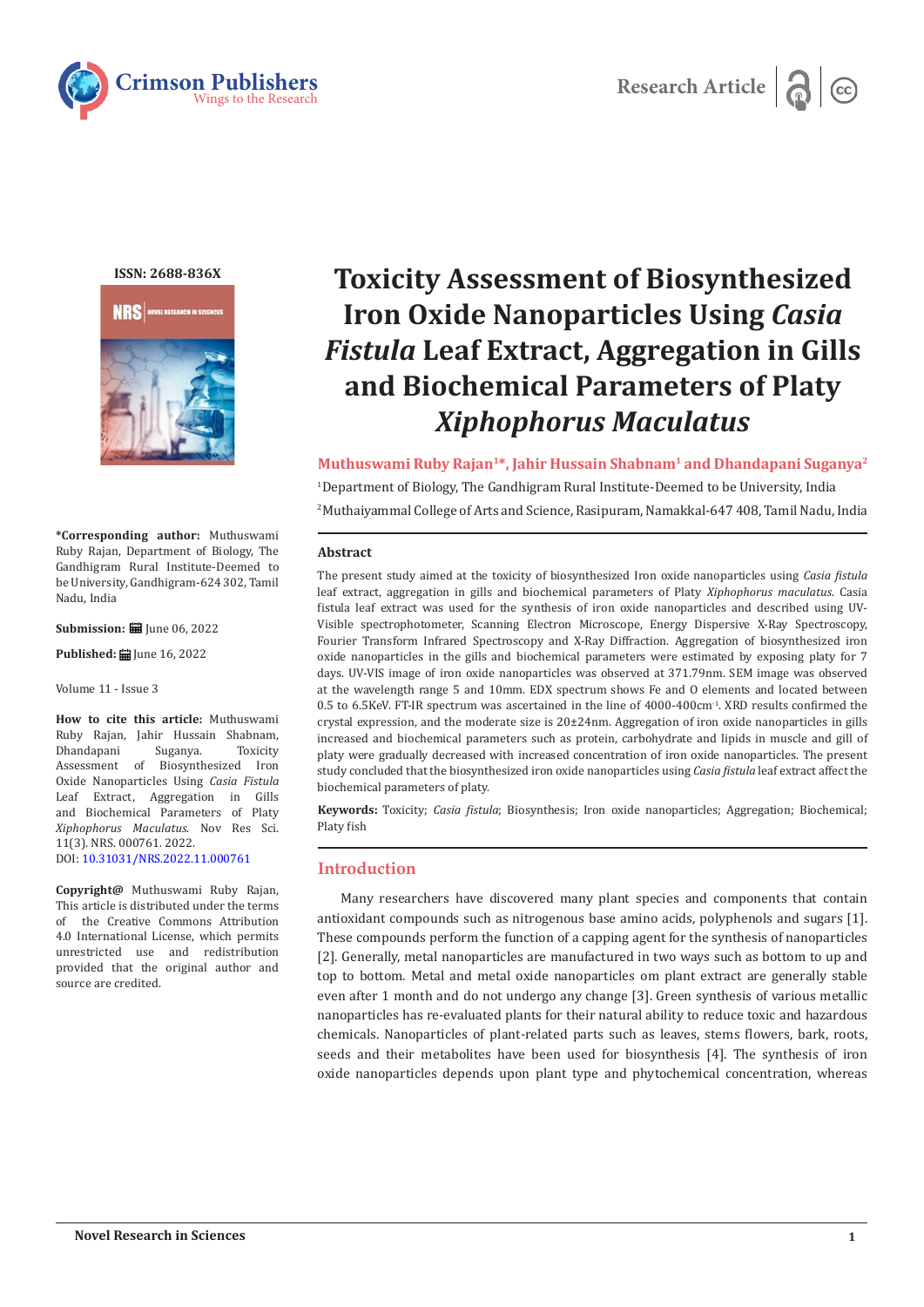Research Article

ISSN: 2688-836X

# Toxicity Assessment of Biosynthesized Iron Oxide Nanoparticles Using *Casia Fistula* Leaf Extract, Aggregation in Gills and Biochemical Parameters of Platy *Xiphophorus Maculatus*

**Muthuswami Ruby Rajan[1]*, Jahir Hussain Shabnam[1] and Dhandapani Suganya[2]**

[1]Department of Biology, The Gandhigram Rural Institute-Deemed to be University, India

[2]Muthaiyammal College of Arts and Science, Rasipuram, Namakkal-647 408, Tamil Nadu, India

**\*Corresponding author:** Muthuswami Ruby Rajan, Department of Biology, The Gandhigram Rural Institute-Deemed to be University, Gandhigram-624 302, Tamil Nadu, India

**Submission:** June 06, 2022

**Published:** June 16, 2022

Volume 11 - Issue 3

**How to cite this article:** Muthuswami Ruby Rajan, Jahir Hussain Shabnam, Dhandapani Suganya. Toxicity Assessment of Biosynthesized Iron Oxide Nanoparticles Using *Casia Fistula* Leaf Extract, Aggregation in Gills and Biochemical Parameters of Platy *Xiphophorus Maculatus*. Nov Res Sci. 11(3). NRS. 000761. 2022.
DOI: 10.31031/NRS.2022.11.000761

**Copyright@** Muthuswami Ruby Rajan, This article is distributed under the terms of the Creative Commons Attribution 4.0 International License, which permits unrestricted use and redistribution provided that the original author and source are credited.

## Abstract

The present study aimed at the toxicity of biosynthesized Iron oxide nanoparticles using *Casia fistula* leaf extract, aggregation in gills and biochemical parameters of Platy *Xiphophorus maculatus*. Casia fistula leaf extract was used for the synthesis of iron oxide nanoparticles and described using UV-Visible spectrophotometer, Scanning Electron Microscope, Energy Dispersive X-Ray Spectroscopy, Fourier Transform Infrared Spectroscopy and X-Ray Diffraction. Aggregation of biosynthesized iron oxide nanoparticles in the gills and biochemical parameters were estimated by exposing platy for 7 days. UV-VIS image of iron oxide nanoparticles was observed at 371.79nm. SEM image was observed at the wavelength range 5 and 10mm. EDX spectrum shows Fe and O elements and located between 0.5 to 6.5KeV. FT-IR spectrum was ascertained in the line of 4000-400cm$^{-1}$. XRD results confirmed the crystal expression, and the moderate size is 20±24nm. Aggregation of iron oxide nanoparticles in gills increased and biochemical parameters such as protein, carbohydrate and lipids in muscle and gill of platy were gradually decreased with increased concentration of iron oxide nanoparticles. The present study concluded that the biosynthesized iron oxide nanoparticles using *Casia fistula* leaf extract affect the biochemical parameters of platy.

**Keywords:** Toxicity; *Casia fistula*; Biosynthesis; Iron oxide nanoparticles; Aggregation; Biochemical; Platy fish

## Introduction

Many researchers have discovered many plant species and components that contain antioxidant compounds such as nitrogenous base amino acids, polyphenols and sugars [1]. These compounds perform the function of a capping agent for the synthesis of nanoparticles [2]. Generally, metal nanoparticles are manufactured in two ways such as bottom to up and top to bottom. Metal and metal oxide nanoparticles om plant extract are generally stable even after 1 month and do not undergo any change [3]. Green synthesis of various metallic nanoparticles has re-evaluated plants for their natural ability to reduce toxic and hazardous chemicals. Nanoparticles of plant-related parts such as leaves, stems flowers, bark, roots, seeds and their metabolites have been used for biosynthesis [4]. The synthesis of iron oxide nanoparticles depends upon plant type and phytochemical concentration, whereas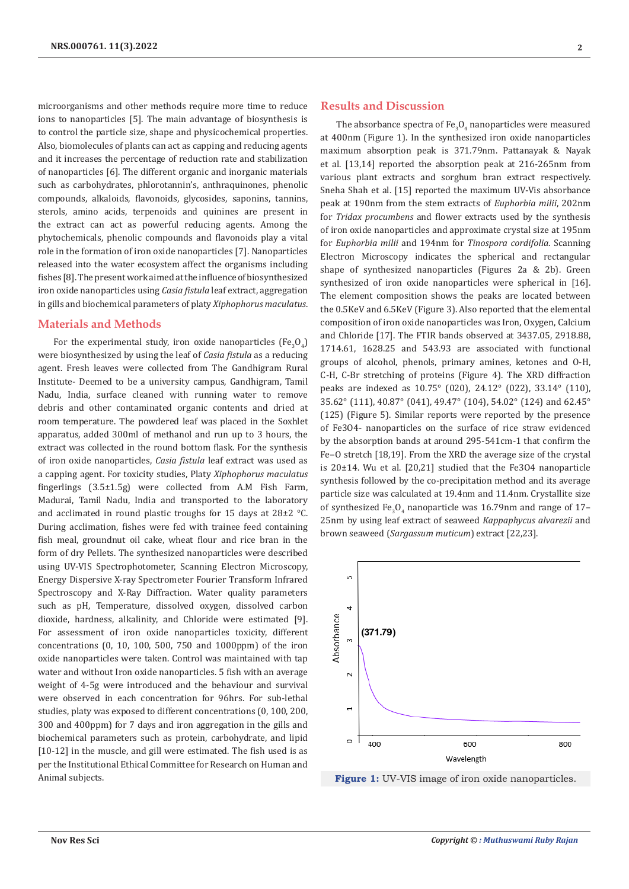microorganisms and other methods require more time to reduce ions to nanoparticles [5]. The main advantage of biosynthesis is to control the particle size, shape and physicochemical properties. Also, biomolecules of plants can act as capping and reducing agents and it increases the percentage of reduction rate and stabilization of nanoparticles [6]. The different organic and inorganic materials such as carbohydrates, phlorotannin's, anthraquinones, phenolic compounds, alkaloids, flavonoids, glycosides, saponins, tannins, sterols, amino acids, terpenoids and quinines are present in the extract can act as powerful reducing agents. Among the phytochemicals, phenolic compounds and flavonoids play a vital role in the formation of iron oxide nanoparticles [7]. Nanoparticles released into the water ecosystem affect the organisms including fishes [8]. The present work aimed at the influence of biosynthesized iron oxide nanoparticles using *Casia fistula* leaf extract, aggregation in gills and biochemical parameters of platy *Xiphophorus maculatus*.

## Materials and Methods

For the experimental study, iron oxide nanoparticles ($Fe_3O_4$) were biosynthesized by using the leaf of *Casia fistula* as a reducing agent. Fresh leaves were collected from The Gandhigram Rural Institute- Deemed to be a university campus, Gandhigram, Tamil Nadu, India, surface cleaned with running water to remove debris and other contaminated organic contents and dried at room temperature. The powdered leaf was placed in the Soxhlet apparatus, added 300ml of methanol and run up to 3 hours, the extract was collected in the round bottom flask. For the synthesis of iron oxide nanoparticles, *Casia fistula* leaf extract was used as a capping agent. For toxicity studies, Platy *Xiphophorus maculatus* fingerlings (3.5±1.5g) were collected from A.M Fish Farm, Madurai, Tamil Nadu, India and transported to the laboratory and acclimated in round plastic troughs for 15 days at 28±2 °C. During acclimation, fishes were fed with trainee feed containing fish meal, groundnut oil cake, wheat flour and rice bran in the form of dry Pellets. The synthesized nanoparticles were described using UV-VIS Spectrophotometer, Scanning Electron Microscopy, Energy Dispersive X-ray Spectrometer Fourier Transform Infrared Spectroscopy and X-Ray Diffraction. Water quality parameters such as pH, Temperature, dissolved oxygen, dissolved carbon dioxide, hardness, alkalinity, and Chloride were estimated [9]. For assessment of iron oxide nanoparticles toxicity, different concentrations (0, 10, 100, 500, 750 and 1000ppm) of the iron oxide nanoparticles were taken. Control was maintained with tap water and without Iron oxide nanoparticles. 5 fish with an average weight of 4-5g were introduced and the behaviour and survival were observed in each concentration for 96hrs. For sub-lethal studies, platy was exposed to different concentrations (0, 100, 200, 300 and 400ppm) for 7 days and iron aggregation in the gills and biochemical parameters such as protein, carbohydrate, and lipid [10-12] in the muscle, and gill were estimated. The fish used is as per the Institutional Ethical Committee for Research on Human and Animal subjects.

## Results and Discussion

The absorbance spectra of $Fe_3O_4$ nanoparticles were measured at 400nm (Figure 1). In the synthesized iron oxide nanoparticles maximum absorption peak is 371.79nm. Pattanayak & Nayak et al. [13,14] reported the absorption peak at 216-265nm from various plant extracts and sorghum bran extract respectively. Sneha Shah et al. [15] reported the maximum UV-Vis absorbance peak at 190nm from the stem extracts of *Euphorbia milii*, 202nm for *Tridax procumbens* and flower extracts used by the synthesis of iron oxide nanoparticles and approximate crystal size at 195nm for *Euphorbia milii* and 194nm for *Tinospora cordifolia*. Scanning Electron Microscopy indicates the spherical and rectangular shape of synthesized nanoparticles (Figures 2a & 2b). Green synthesized of iron oxide nanoparticles were spherical in [16]. The element composition shows the peaks are located between the 0.5KeV and 6.5KeV (Figure 3). Also reported that the elemental composition of iron oxide nanoparticles was Iron, Oxygen, Calcium and Chloride [17]. The FTIR bands observed at 3437.05, 2918.88, 1714.61, 1628.25 and 543.93 are associated with functional groups of alcohol, phenols, primary amines, ketones and O-H, C-H, C-Br stretching of proteins (Figure 4). The XRD diffraction peaks are indexed as 10.75° (020), 24.12° (022), 33.14° (110), 35.62° (111), 40.87° (041), 49.47° (104), 54.02° (124) and 62.45° (125) (Figure 5). Similar reports were reported by the presence of $Fe_3O_4$- nanoparticles on the surface of rice straw evidenced by the absorption bands at around 295-541cm-1 that confirm the Fe–O stretch [18,19]. From the XRD the average size of the crystal is 20±14. Wu et al. [20,21] studied that the $Fe_3O_4$ nanoparticle synthesis followed by the co-precipitation method and its average particle size was calculated at 19.4nm and 11.4nm. Crystallite size of synthesized $Fe_3O_4$ nanoparticle was 16.79nm and range of 17–25nm by using leaf extract of seaweed *Kappaphycus alvarezii* and brown seaweed (*Sargassum muticum*) extract [22,23].

**Figure 1:** UV-VIS image of iron oxide nanoparticles.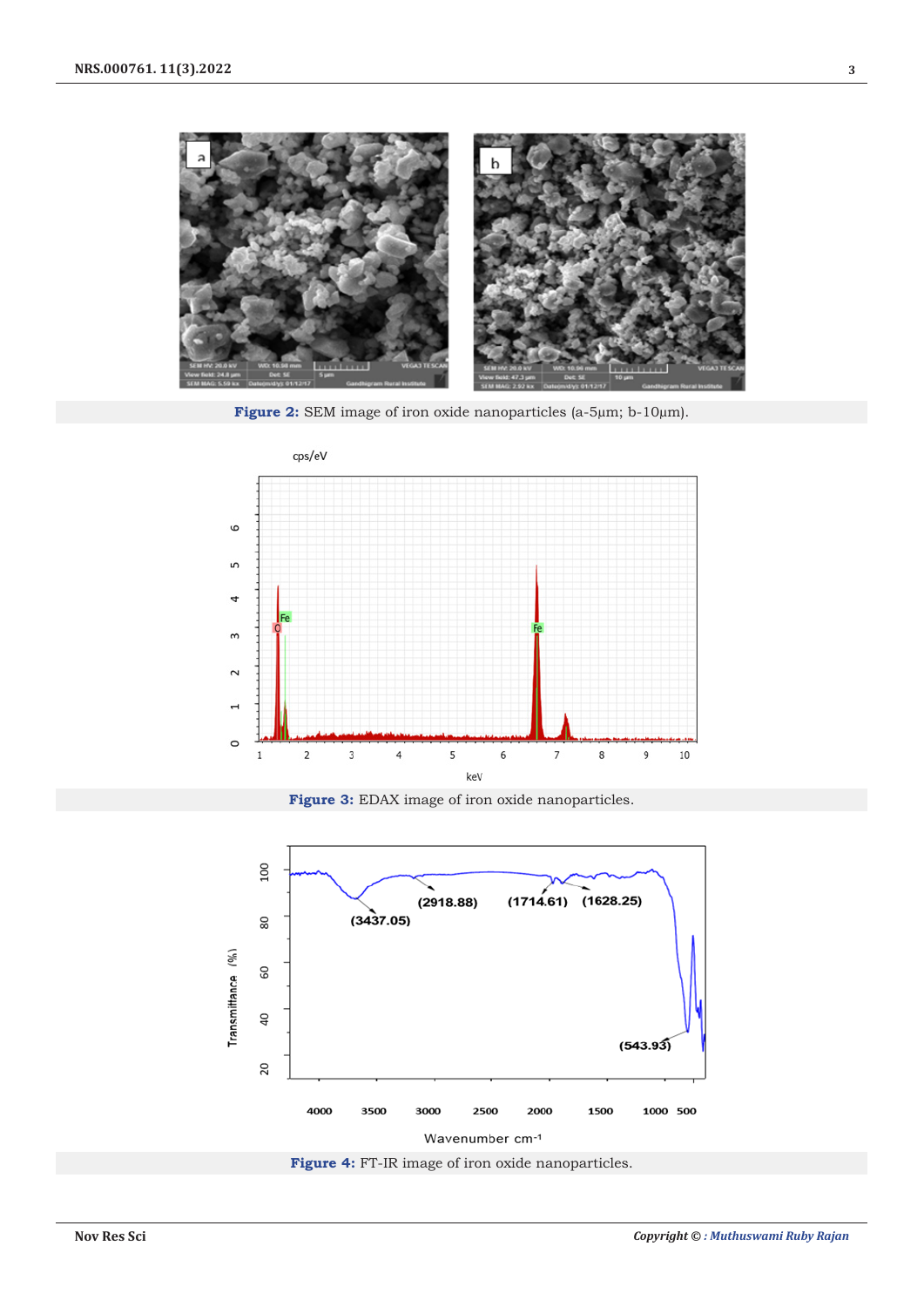**Figure 2:** SEM image of iron oxide nanoparticles (a-5μm; b-10μm).

**Figure 3:** EDAX image of iron oxide nanoparticles.

**Figure 4:** FT-IR image of iron oxide nanoparticles.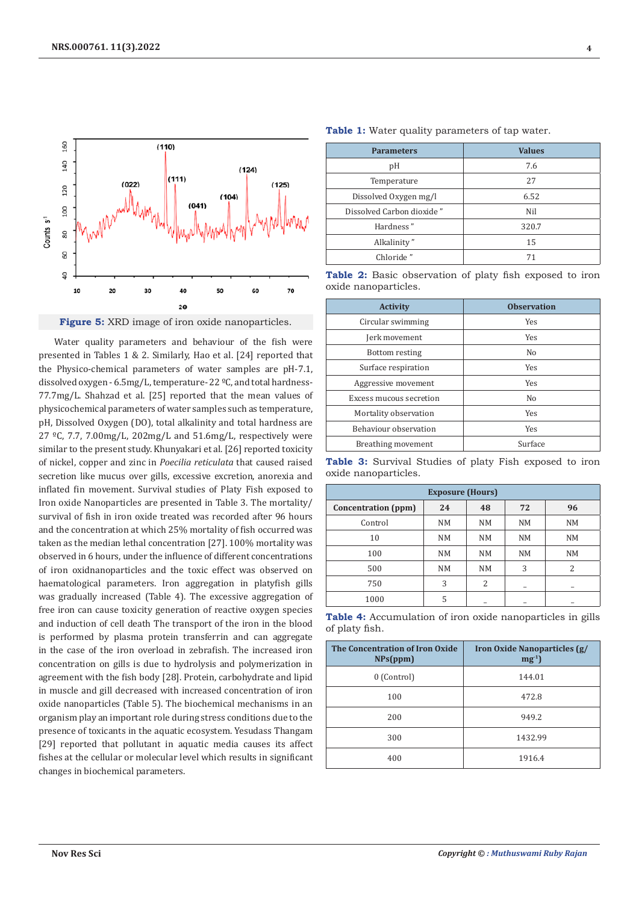Figure 5: XRD image of iron oxide nanoparticles.

Water quality parameters and behaviour of the fish were presented in Tables 1 & 2. Similarly, Hao et al. [24] reported that the Physico-chemical parameters of water samples are pH-7.1, dissolved oxygen - 6.5mg/L, temperature- 22 ºC, and total hardness-77.7mg/L. Shahzad et al. [25] reported that the mean values of physicochemical parameters of water samples such as temperature, pH, Dissolved Oxygen (DO), total alkalinity and total hardness are 27 ºC, 7.7, 7.00mg/L, 202mg/L and 51.6mg/L, respectively were similar to the present study. Khunyakari et al. [26] reported toxicity of nickel, copper and zinc in *Poecilia reticulata* that caused raised secretion like mucus over gills, excessive excretion, anorexia and inflated fin movement. Survival studies of Platy Fish exposed to Iron oxide Nanoparticles are presented in Table 3. The mortality/survival of fish in iron oxide treated was recorded after 96 hours and the concentration at which 25% mortality of fish occurred was taken as the median lethal concentration [27]. 100% mortality was observed in 6 hours, under the influence of different concentrations of iron oxidnanoparticles and the toxic effect was observed on haematological parameters. Iron aggregation in platyfish gills was gradually increased (Table 4). The excessive aggregation of free iron can cause toxicity generation of reactive oxygen species and induction of cell death The transport of the iron in the blood is performed by plasma protein transferrin and can aggregate in the case of the iron overload in zebrafish. The increased iron concentration on gills is due to hydrolysis and polymerization in agreement with the fish body [28]. Protein, carbohydrate and lipid in muscle and gill decreased with increased concentration of iron oxide nanoparticles (Table 5). The biochemical mechanisms in an organism play an important role during stress conditions due to the presence of toxicants in the aquatic ecosystem. Yesudass Thangam [29] reported that pollutant in aquatic media causes its affect fishes at the cellular or molecular level which results in significant changes in biochemical parameters.

**Table 1:** Water quality parameters of tap water.

| Parameters | Values |
|---|---|
| pH | 7.6 |
| Temperature | 27 |
| Dissolved Oxygen mg/l | 6.52 |
| Dissolved Carbon dioxide " | Nil |
| Hardness " | 320.7 |
| Alkalinity " | 15 |
| Chloride " | 71 |

**Table 2:** Basic observation of platy fish exposed to iron oxide nanoparticles.

| Activity | Observation |
|---|---|
| Circular swimming | Yes |
| Jerk movement | Yes |
| Bottom resting | No |
| Surface respiration | Yes |
| Aggressive movement | Yes |
| Excess mucous secretion | No |
| Mortality observation | Yes |
| Behaviour observation | Yes |
| Breathing movement | Surface |

**Table 3:** Survival Studies of platy Fish exposed to iron oxide nanoparticles.

| | Exposure (Hours) | | | |
|---|---|---|---|---|
| Concentration (ppm) | 24 | 48 | 72 | 96 |
| Control | NM | NM | NM | NM |
| 10 | NM | NM | NM | NM |
| 100 | NM | NM | NM | NM |
| 500 | NM | NM | 3 | 2 |
| 750 | 3 | 2 | _ | _ |
| 1000 | 5 | _ | _ | _ |

**Table 4:** Accumulation of iron oxide nanoparticles in gills of platy fish.

| The Concentration of Iron Oxide NPs(ppm) | Iron Oxide Nanoparticles (g/ $mg^{-1}$) |
|---|---|
| 0 (Control) | 144.01 |
| 100 | 472.8 |
| 200 | 949.2 |
| 300 | 1432.99 |
| 400 | 1916.4 |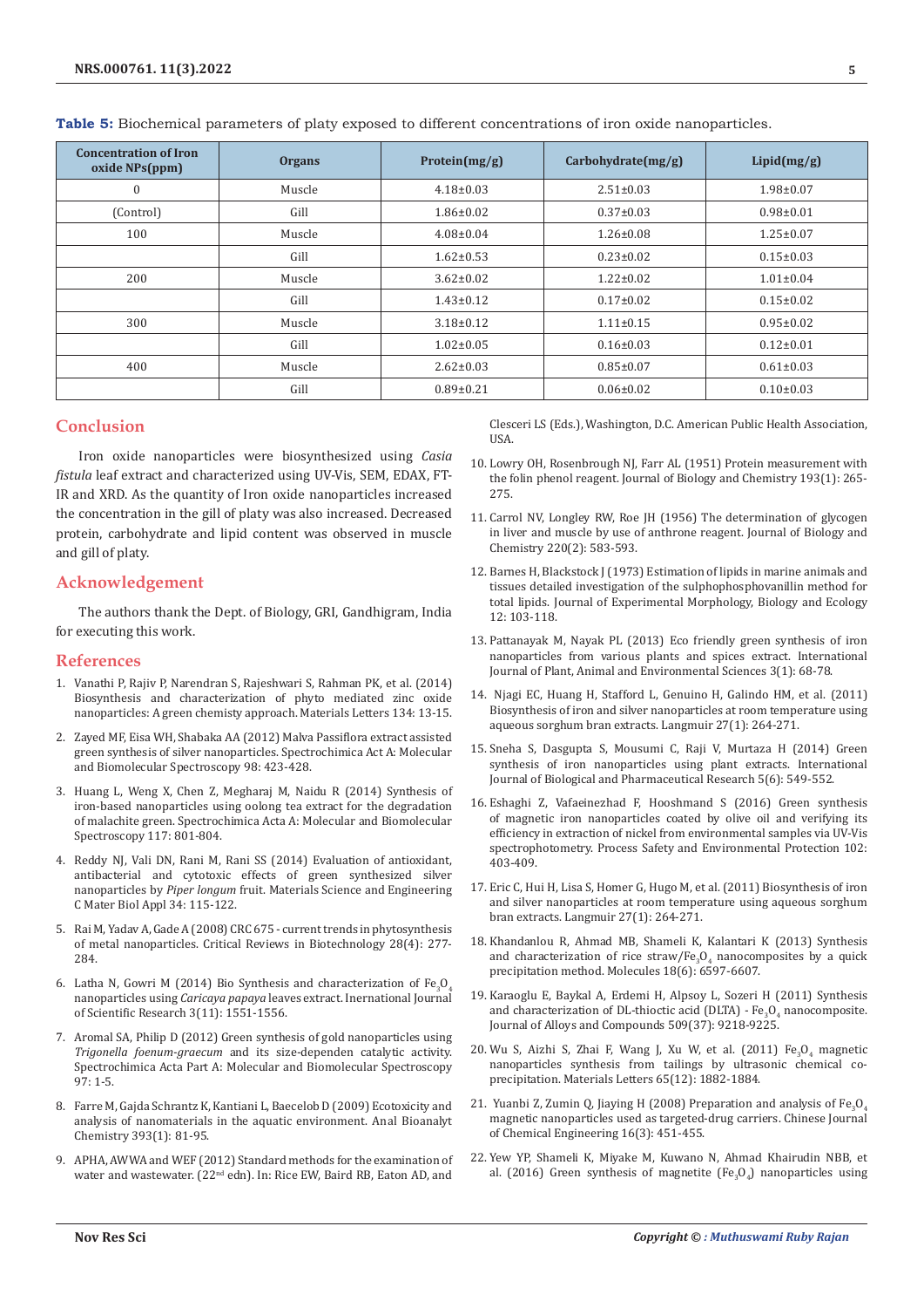**Table 5:** Biochemical parameters of platy exposed to different concentrations of iron oxide nanoparticles.

| Concentration of Iron oxide NPs(ppm) | Organs | Protein(mg/g) | Carbohydrate(mg/g) | Lipid(mg/g) |
|---|---|---|---|---|
| 0 | Muscle | 4.18±0.03 | 2.51±0.03 | 1.98±0.07 |
| (Control) | Gill | 1.86±0.02 | 0.37±0.03 | 0.98±0.01 |
| 100 | Muscle | 4.08±0.04 | 1.26±0.08 | 1.25±0.07 |
| | Gill | 1.62±0.53 | 0.23±0.02 | 0.15±0.03 |
| 200 | Muscle | 3.62±0.02 | 1.22±0.02 | 1.01±0.04 |
| | Gill | 1.43±0.12 | 0.17±0.02 | 0.15±0.02 |
| 300 | Muscle | 3.18±0.12 | 1.11±0.15 | 0.95±0.02 |
| | Gill | 1.02±0.05 | 0.16±0.03 | 0.12±0.01 |
| 400 | Muscle | 2.62±0.03 | 0.85±0.07 | 0.61±0.03 |
| | Gill | 0.89±0.21 | 0.06±0.02 | 0.10±0.03 |

## Conclusion

Iron oxide nanoparticles were biosynthesized using *Casia fistula* leaf extract and characterized using UV-Vis, SEM, EDAX, FT-IR and XRD. As the quantity of Iron oxide nanoparticles increased the concentration in the gill of platy was also increased. Decreased protein, carbohydrate and lipid content was observed in muscle and gill of platy.

## Acknowledgement

The authors thank the Dept. of Biology, GRI, Gandhigram, India for executing this work.

## References

1. Vanathi P, Rajiv P, Narendran S, Rajeshwari S, Rahman PK, et al. (2014) Biosynthesis and characterization of phyto mediated zinc oxide nanoparticles: A green chemistry approach. Materials Letters 134: 13-15.
2. Zayed MF, Eisa WH, Shabaka AA (2012) Malva Passiflora extract assisted green synthesis of silver nanoparticles. Spectrochimica Act A: Molecular and Biomolecular Spectroscopy 98: 423-428.
3. Huang L, Weng X, Chen Z, Megharaj M, Naidu R (2014) Synthesis of iron-based nanoparticles using oolong tea extract for the degradation of malachite green. Spectrochimica Acta A: Molecular and Biomolecular Spectroscopy 117: 801-804.
4. Reddy NJ, Vali DN, Rani M, Rani SS (2014) Evaluation of antioxidant, antibacterial and cytotoxic effects of green synthesized silver nanoparticles by *Piper longum* fruit. Materials Science and Engineering C Mater Biol Appl 34: 115-122.
5. Rai M, Yadav A, Gade A (2008) CRC 675 - current trends in phytosynthesis of metal nanoparticles. Critical Reviews in Biotechnology 28(4): 277-284.
6. Latha N, Gowri M (2014) Bio Synthesis and characterization of $Fe_3O_4$ nanoparticles using *Caricaya papaya* leaves extract. Inernational Journal of Scientific Research 3(11): 1551-1556.
7. Aromal SA, Philip D (2012) Green synthesis of gold nanoparticles using *Trigonella foenum-graecum* and its size-dependen catalytic activity. Spectrochimica Acta Part A: Molecular and Biomolecular Spectroscopy 97: 1-5.
8. Farre M, Gajda Schrantz K, Kantiani L, Baecelob D (2009) Ecotoxicity and analysis of nanomaterials in the aquatic environment. Anal Bioanalyt Chemistry 393(1): 81-95.
9. APHA, AWWA and WEF (2012) Standard methods for the examination of water and wastewater. (22nd edn). In: Rice EW, Baird RB, Eaton AD, and Clesceri LS (Eds.), Washington, D.C. American Public Health Association, USA.
10. Lowry OH, Rosenbrough NJ, Farr AL (1951) Protein measurement with the folin phenol reagent. Journal of Biology and Chemistry 193(1): 265-275.
11. Carrol NV, Longley RW, Roe JH (1956) The determination of glycogen in liver and muscle by use of anthrone reagent. Journal of Biology and Chemistry 220(2): 583-593.
12. Barnes H, Blackstock J (1973) Estimation of lipids in marine animals and tissues detailed investigation of the sulphophosphovanillin method for total lipids. Journal of Experimental Morphology, Biology and Ecology 12: 103-118.
13. Pattanayak M, Nayak PL (2013) Eco friendly green synthesis of iron nanoparticles from various plants and spices extract. International Journal of Plant, Animal and Environmental Sciences 3(1): 68-78.
14. Njagi EC, Huang H, Stafford L, Genuino H, Galindo HM, et al. (2011) Biosynthesis of iron and silver nanoparticles at room temperature using aqueous sorghum bran extracts. Langmuir 27(1): 264-271.
15. Sneha S, Dasgupta S, Mousumi C, Raji V, Murtaza H (2014) Green synthesis of iron nanoparticles using plant extracts. International Journal of Biological and Pharmaceutical Research 5(6): 549-552.
16. Eshaghi Z, Vafaeinezhad F, Hooshmand S (2016) Green synthesis of magnetic iron nanoparticles coated by olive oil and verifying its efficiency in extraction of nickel from environmental samples via UV-Vis spectrophotometry. Process Safety and Environmental Protection 102: 403-409.
17. Eric C, Hui H, Lisa S, Homer G, Hugo M, et al. (2011) Biosynthesis of iron and silver nanoparticles at room temperature using aqueous sorghum bran extracts. Langmuir 27(1): 264-271.
18. Khandanlou R, Ahmad MB, Shameli K, Kalantari K (2013) Synthesis and characterization of rice straw/$Fe_3O_4$ nanocomposites by a quick precipitation method. Molecules 18(6): 6597-6607.
19. Karaoglu E, Baykal A, Erdemi H, Alpsoy L, Sozeri H (2011) Synthesis and characterization of DL-thioctic acid (DLTA) - $Fe_3O_4$ nanocomposite. Journal of Alloys and Compounds 509(37): 9218-9225.
20. Wu S, Aizhi S, Zhai F, Wang J, Xu W, et al. (2011) $Fe_3O_4$ magnetic nanoparticles synthesis from tailings by ultrasonic chemical co-precipitation. Materials Letters 65(12): 1882-1884.
21. Yuanbi Z, Zumin Q, Jiaying H (2008) Preparation and analysis of $Fe_3O_4$ magnetic nanoparticles used as targeted-drug carriers. Chinese Journal of Chemical Engineering 16(3): 451-455.
22. Yew YP, Shameli K, Miyake M, Kuwano N, Ahmad Khairudin NBB, et al. (2016) Green synthesis of magnetite ($Fe_3O_4$) nanoparticles using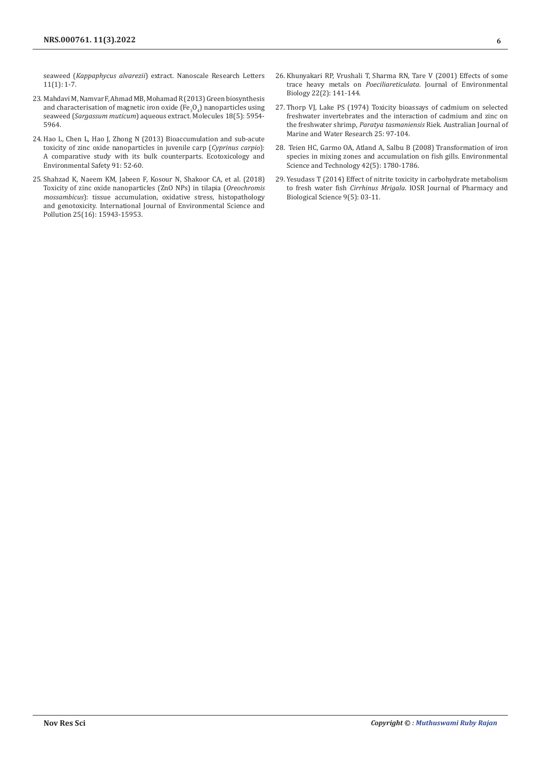seaweed (*Kappaphycus alvarezii*) extract. Nanoscale Research Letters 11(1): 1-7.

23. Mahdavi M, Namvar F, Ahmad MB, Mohamad R (2013) Green biosynthesis and characterisation of magnetic iron oxide ($Fe_3O_4$) nanoparticles using seaweed (*Sargassum muticum*) aqueous extract. Molecules 18(5): 5954-5964.

24. Hao L, Chen L, Hao J, Zhong N (2013) Bioaccumulation and sub-acute toxicity of zinc oxide nanoparticles in juvenile carp (*Cyprinus carpio*): A comparative study with its bulk counterparts. Ecotoxicology and Environmental Safety 91: 52-60.

25. Shahzad K, Naeem KM, Jabeen F, Kosour N, Shakoor CA, et al. (2018) Toxicity of zinc oxide nanoparticles (ZnO NPs) in tilapia (*Oreochromis mossambicus*): tissue accumulation, oxidative stress, histopathology and genotoxicity. International Journal of Environmental Science and Pollution 25(16): 15943-15953.

26. Khunyakari RP, Vrushali T, Sharma RN, Tare V (2001) Effects of some trace heavy metals on *Poeciliareticulata*. Journal of Environmental Biology 22(2): 141-144.

27. Thorp VJ, Lake PS (1974) Toxicity bioassays of cadmium on selected freshwater invertebrates and the interaction of cadmium and zinc on the freshwater shrimp, *Paratya tasmaniensis* Riek. Australian Journal of Marine and Water Research 25: 97-104.

28. Teien HC, Garmo OA, Atland A, Salbu B (2008) Transformation of iron species in mixing zones and accumulation on fish gills. Environmental Science and Technology 42(5): 1780-1786.

29. Yesudass T (2014) Effect of nitrite toxicity in carbohydrate metabolism to fresh water fish *Cirrhinus Mrigala*. IOSR Journal of Pharmacy and Biological Science 9(5): 03-11.